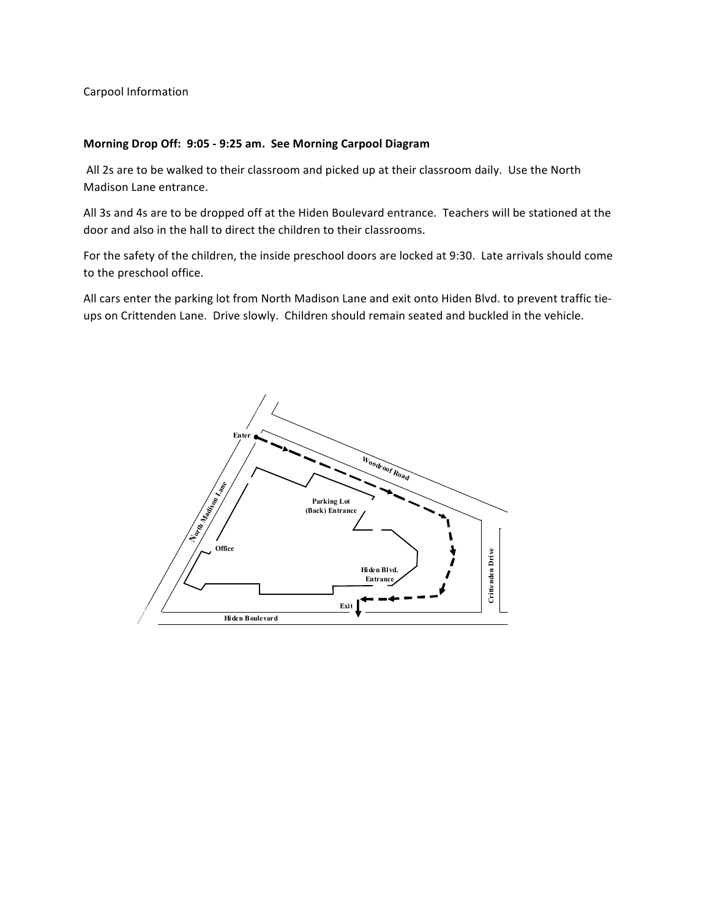Carpool Information

**Morning Drop Off: 9:05 - 9:25 am. See Morning Carpool Diagram**

All 2s are to be walked to their classroom and picked up at their classroom daily. Use the North Madison Lane entrance.

All 3s and 4s are to be dropped off at the Hiden Boulevard entrance. Teachers will be stationed at the door and also in the hall to direct the children to their classrooms.

For the safety of the children, the inside preschool doors are locked at 9:30. Late arrivals should come to the preschool office.

All cars enter the parking lot from North Madison Lane and exit onto Hiden Blvd. to prevent traffic tie-ups on Crittenden Lane. Drive slowly. Children should remain seated and buckled in the vehicle.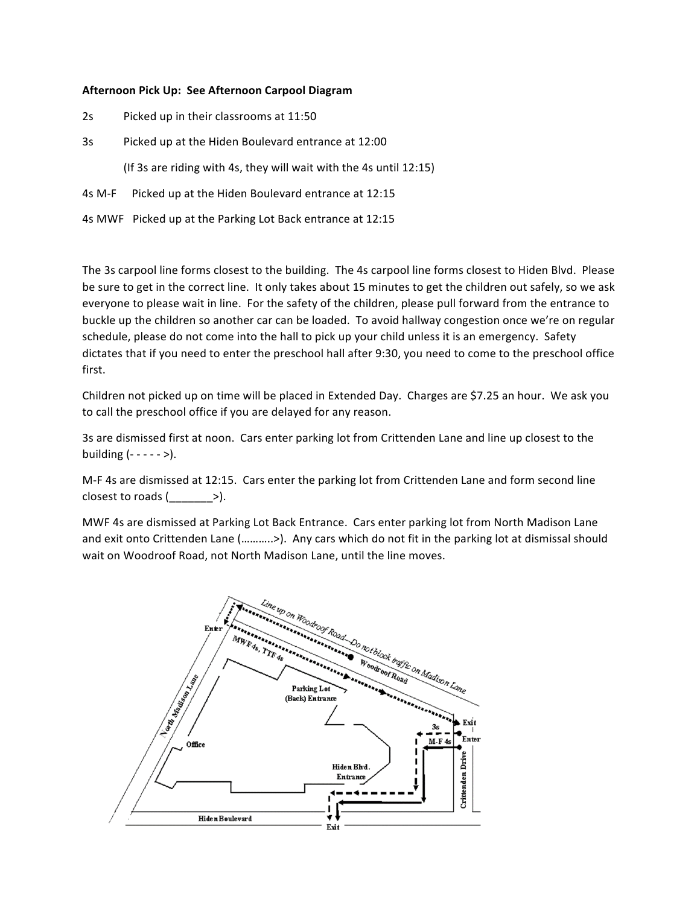**Afternoon Pick Up: See Afternoon Carpool Diagram**

2s Picked up in their classrooms at 11:50

3s Picked up at the Hiden Boulevard entrance at 12:00

(If 3s are riding with 4s, they will wait with the 4s until 12:15)

4s M-F Picked up at the Hiden Boulevard entrance at 12:15

4s MWF Picked up at the Parking Lot Back entrance at 12:15

The 3s carpool line forms closest to the building. The 4s carpool line forms closest to Hiden Blvd. Please be sure to get in the correct line. It only takes about 15 minutes to get the children out safely, so we ask everyone to please wait in line. For the safety of the children, please pull forward from the entrance to buckle up the children so another car can be loaded. To avoid hallway congestion once we're on regular schedule, please do not come into the hall to pick up your child unless it is an emergency. Safety dictates that if you need to enter the preschool hall after 9:30, you need to come to the preschool office first.

Children not picked up on time will be placed in Extended Day. Charges are $7.25 an hour. We ask you to call the preschool office if you are delayed for any reason.

3s are dismissed first at noon. Cars enter parking lot from Crittenden Lane and line up closest to the building (- - - - - >).

M-F 4s are dismissed at 12:15. Cars enter the parking lot from Crittenden Lane and form second line closest to roads (_______>).

MWF 4s are dismissed at Parking Lot Back Entrance. Cars enter parking lot from North Madison Lane and exit onto Crittenden Lane (……….>). Any cars which do not fit in the parking lot at dismissal should wait on Woodroof Road, not North Madison Lane, until the line moves.

Line up on Woodroof Road—Do not block traffic on Madison Lane

Enter

MWF 4s, TTF 4s

Woodroof Road

North Madison Lane

Parking Lot (Back) Entrance

Office

Hiden Blvd. Entrance

Exit

3s

M-F 4s

Enter

Crittenden Drive

Hiden Boulevard

Exit